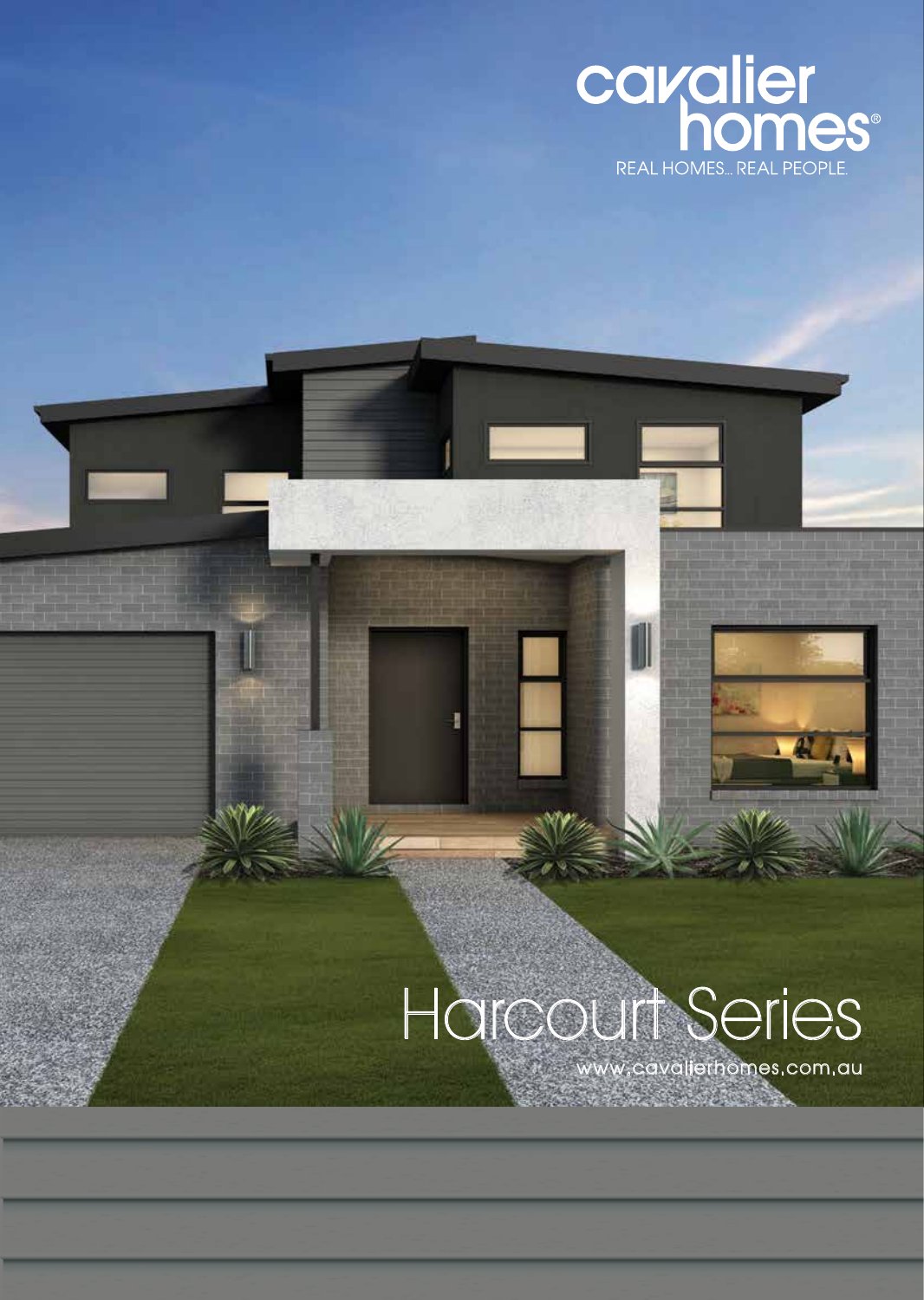cavalier homes®

REAL HOMES... REAL PEOPLE.

# Harcourt Series

www.cavalierhomes.com.au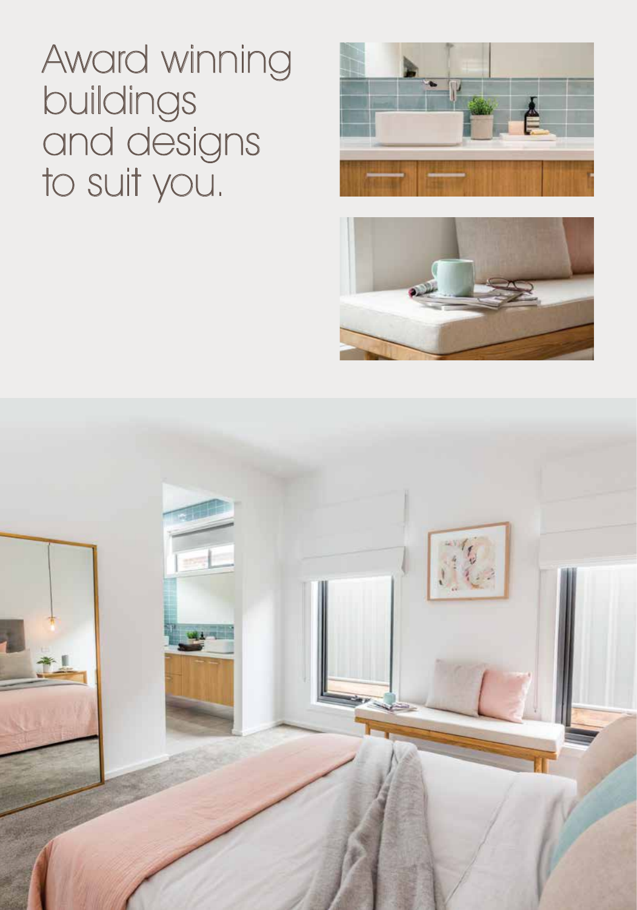# Award winning buildings and designs to suit you.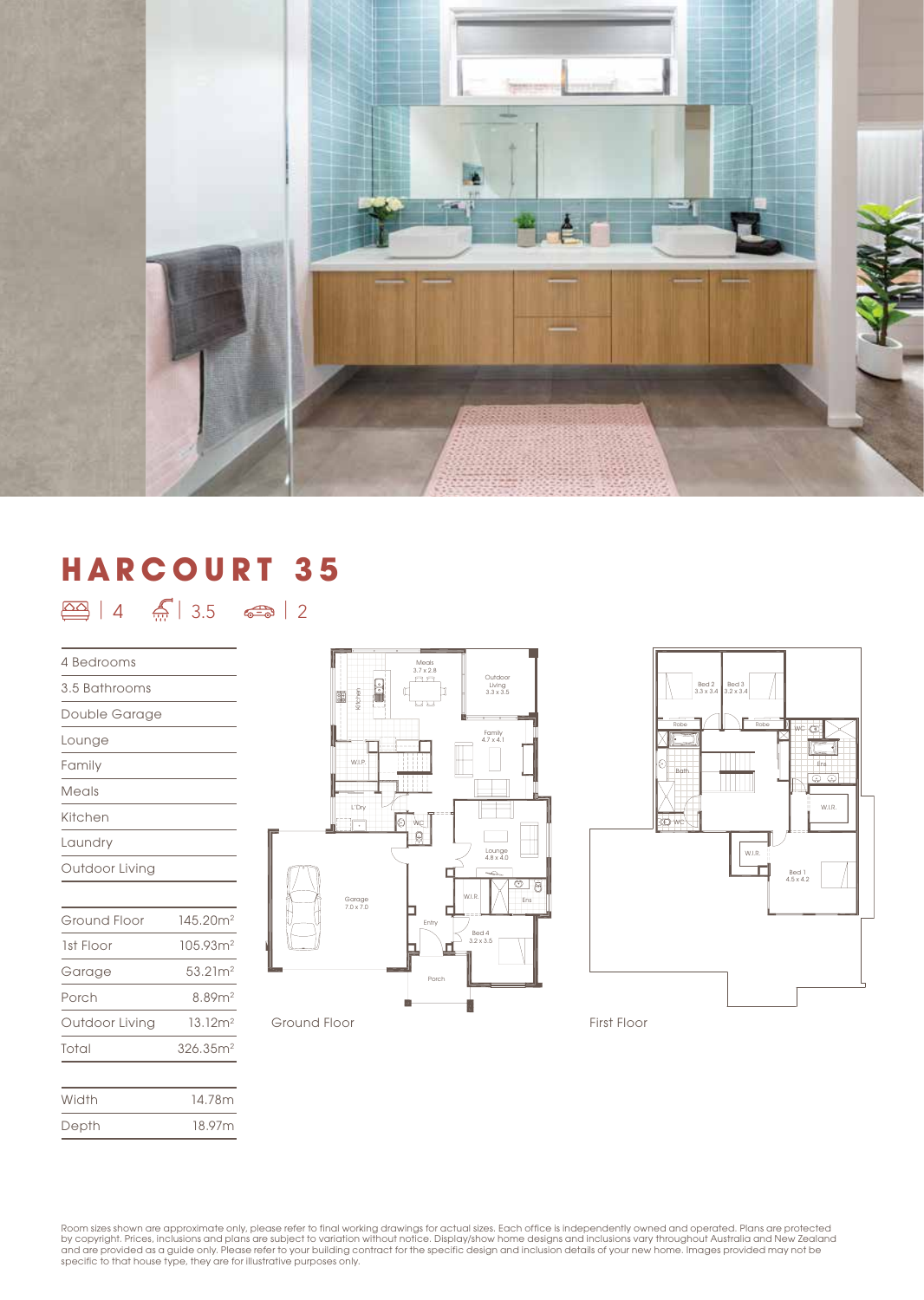# HARCOURT 35

| 4 | 3.5 | 2

| |
|---|
| 4 Bedrooms |
| 3.5 Bathrooms |
| Double Garage |
| Lounge |
| Family |
| Meals |
| Kitchen |
| Laundry |
| Outdoor Living |

| | |
|---|---|
| Ground Floor | 145.20m² |
| 1st Floor | 105.93m² |
| Garage | 53.21m² |
| Porch | 8.89m² |
| Outdoor Living | 13.12m² |
| Total | 326.35m² |

| | |
|---|---|
| Width | 14.78m |
| Depth | 18.97m |

Ground Floor

First Floor

Room sizes shown are approximate only, please refer to final working drawings for actual sizes. Each office is independently owned and operated. Plans are protected by copyright. Prices, inclusions and plans are subject to variation without notice. Display/show home designs and inclusions vary throughout Australia and New Zealand and are provided as a guide only. Please refer to your building contract for the specific design and inclusion details of your new home. Images provided may not be specific to that house type, they are for illustrative purposes only.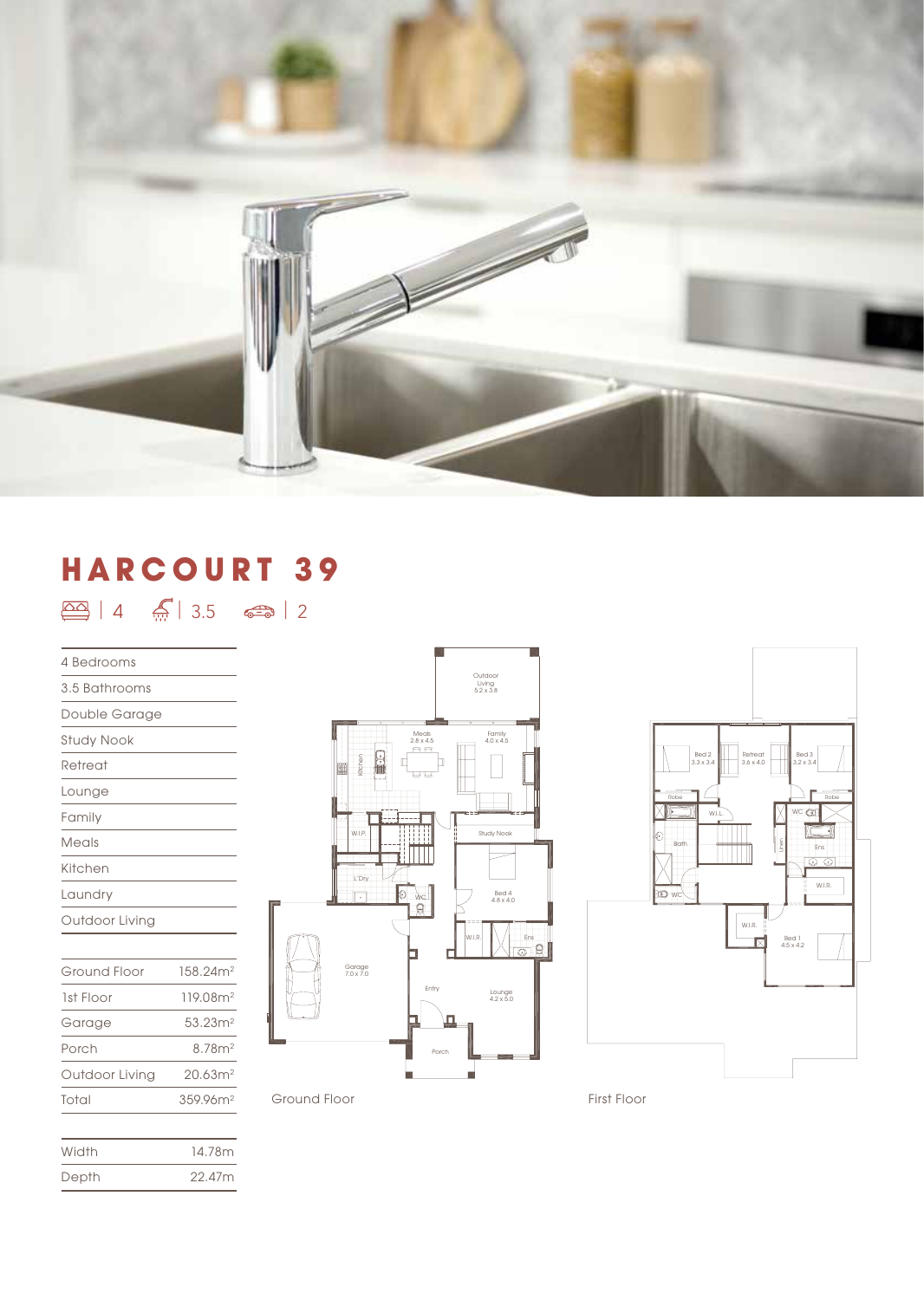# HARCOURT 39

| 4 | 3.5 | 2

- 4 Bedrooms
- 3.5 Bathrooms
- Double Garage
- Study Nook
- Retreat
- Lounge
- Family
- Meals
- Kitchen
- Laundry
- Outdoor Living

| Area | Size |
|---|---|
| Ground Floor | 158.24m² |
| 1st Floor | 119.08m² |
| Garage | 53.23m² |
| Porch | 8.78m² |
| Outdoor Living | 20.63m² |
| Total | 359.96m² |

| Dimension | Size |
|---|---|
| Width | 14.78m |
| Depth | 22.47m |

Ground Floor

First Floor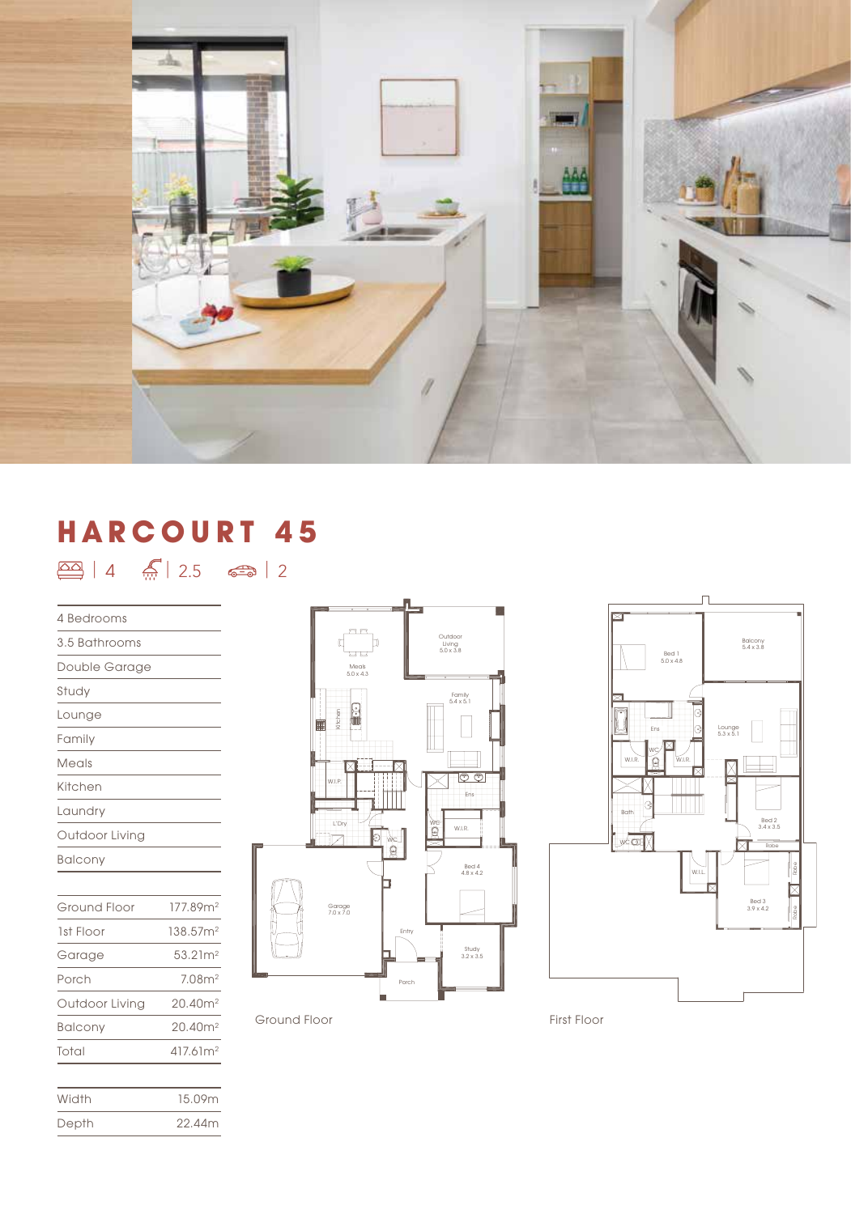# HARCOURT 45

| 4 | 2.5 | 2

| |
|---|
| 4 Bedrooms |
| 3.5 Bathrooms |
| Double Garage |
| Study |
| Lounge |
| Family |
| Meals |
| Kitchen |
| Laundry |
| Outdoor Living |
| Balcony |

| | |
|---|---|
| Ground Floor | 177.89m² |
| 1st Floor | 138.57m² |
| Garage | 53.21m² |
| Porch | 7.08m² |
| Outdoor Living | 20.40m² |
| Balcony | 20.40m² |
| Total | 417.61m² |

| | |
|---|---|
| Width | 15.09m |
| Depth | 22.44m |

Ground Floor

First Floor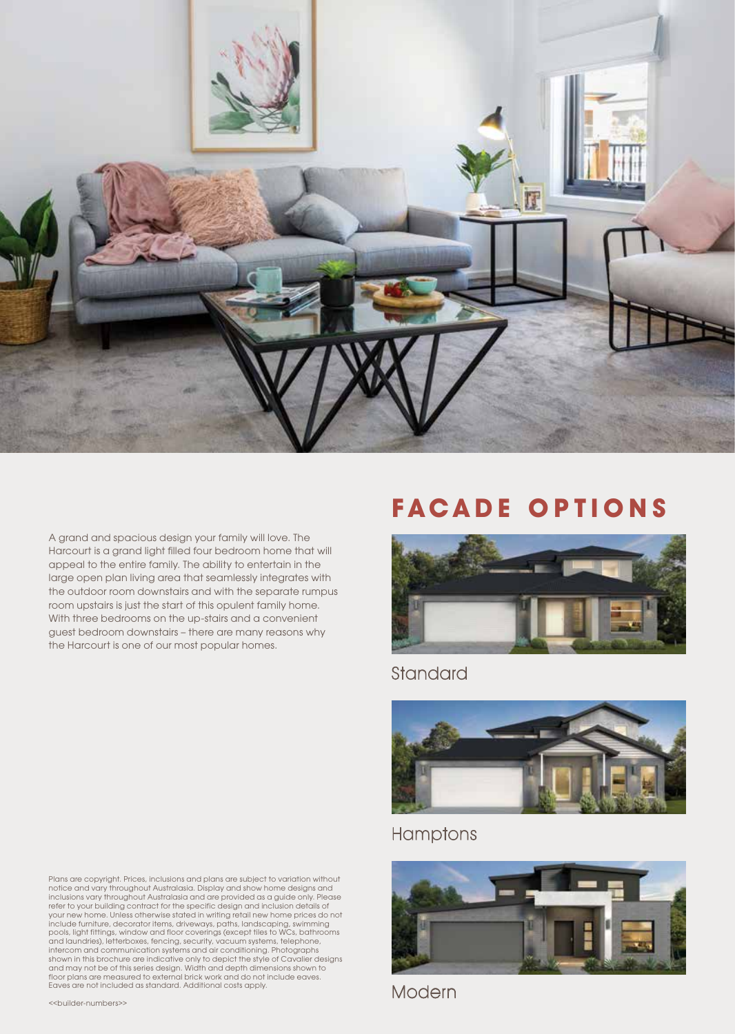A grand and spacious design your family will love. The Harcourt is a grand light filled four bedroom home that will appeal to the entire family. The ability to entertain in the large open plan living area that seamlessly integrates with the outdoor room downstairs and with the separate rumpus room upstairs is just the start of this opulent family home. With three bedrooms on the up-stairs and a convenient guest bedroom downstairs – there are many reasons why the Harcourt is one of our most popular homes.

## FACADE OPTIONS

Standard

Hamptons

Modern

Plans are copyright. Prices, inclusions and plans are subject to variation without notice and vary throughout Australasia. Display and show home designs and inclusions vary throughout Australasia and are provided as a guide only. Please refer to your building contract for the specific design and inclusion details of your new home. Unless otherwise stated in writing retail new home prices do not include furniture, decorator items, driveways, paths, landscaping, swimming pools, light fittings, window and floor coverings (except tiles to WCs, bathrooms and laundries), letterboxes, fencing, security, vacuum systems, telephone, intercom and communication systems and air conditioning. Photographs shown in this brochure are indicative only to depict the style of Cavalier designs and may not be of this series design. Width and depth dimensions shown to floor plans are measured to external brick work and do not include eaves. Eaves are not included as standard. Additional costs apply.

<<builder-numbers>>